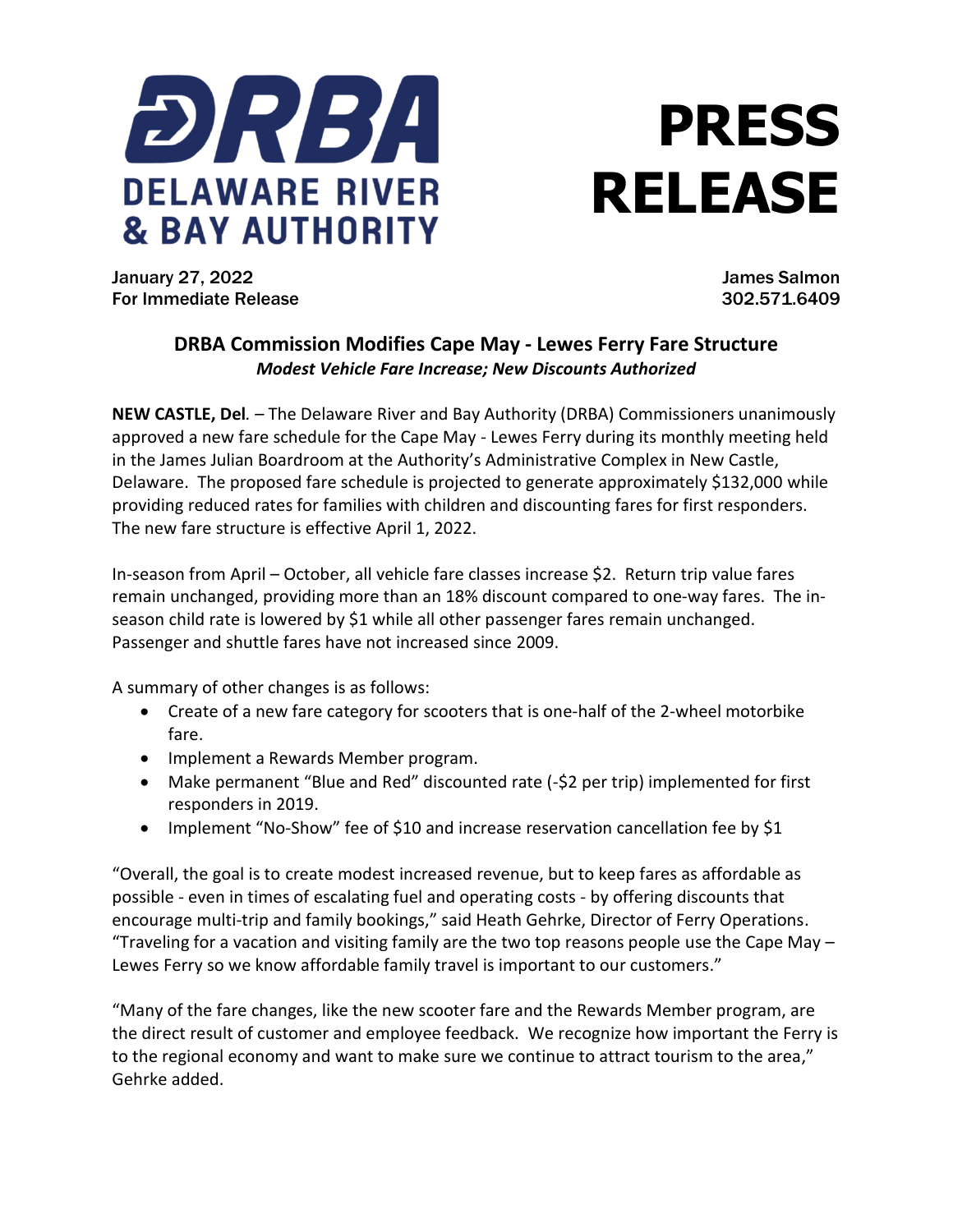**DRBA**
**DELAWARE RIVER & BAY AUTHORITY**

# PRESS RELEASE

January 27, 2022
For Immediate Release

James Salmon
302.571.6409

## DRBA Commission Modifies Cape May - Lewes Ferry Fare Structure

***Modest Vehicle Fare Increase; New Discounts Authorized***

**NEW CASTLE, Del**. – The Delaware River and Bay Authority (DRBA) Commissioners unanimously approved a new fare schedule for the Cape May - Lewes Ferry during its monthly meeting held in the James Julian Boardroom at the Authority's Administrative Complex in New Castle, Delaware. The proposed fare schedule is projected to generate approximately $132,000 while providing reduced rates for families with children and discounting fares for first responders. The new fare structure is effective April 1, 2022.

In-season from April – October, all vehicle fare classes increase $2. Return trip value fares remain unchanged, providing more than an 18% discount compared to one-way fares. The in-season child rate is lowered by $1 while all other passenger fares remain unchanged. Passenger and shuttle fares have not increased since 2009.

A summary of other changes is as follows:

- Create of a new fare category for scooters that is one-half of the 2-wheel motorbike fare.
- Implement a Rewards Member program.
- Make permanent "Blue and Red" discounted rate (-$2 per trip) implemented for first responders in 2019.
- Implement "No-Show" fee of $10 and increase reservation cancellation fee by $1

"Overall, the goal is to create modest increased revenue, but to keep fares as affordable as possible - even in times of escalating fuel and operating costs - by offering discounts that encourage multi-trip and family bookings," said Heath Gehrke, Director of Ferry Operations. "Traveling for a vacation and visiting family are the two top reasons people use the Cape May – Lewes Ferry so we know affordable family travel is important to our customers."

"Many of the fare changes, like the new scooter fare and the Rewards Member program, are the direct result of customer and employee feedback. We recognize how important the Ferry is to the regional economy and want to make sure we continue to attract tourism to the area," Gehrke added.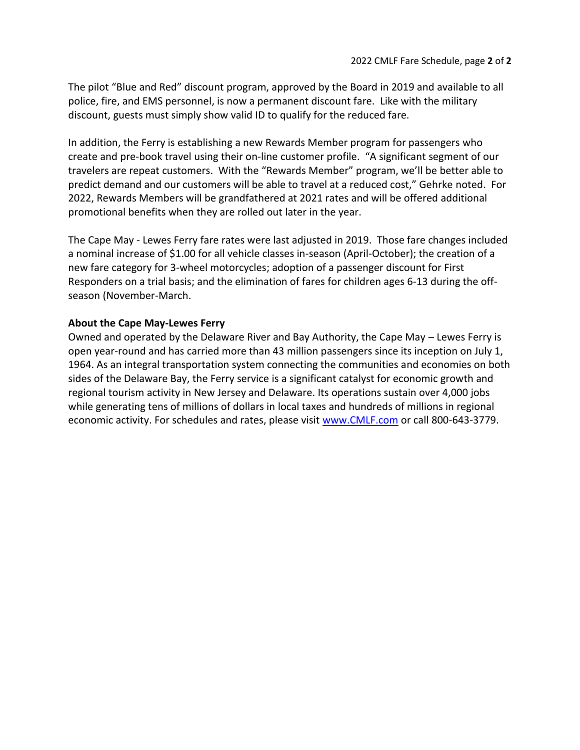The pilot “Blue and Red” discount program, approved by the Board in 2019 and available to all police, fire, and EMS personnel, is now a permanent discount fare. Like with the military discount, guests must simply show valid ID to qualify for the reduced fare.

In addition, the Ferry is establishing a new Rewards Member program for passengers who create and pre-book travel using their on-line customer profile. “A significant segment of our travelers are repeat customers. With the “Rewards Member” program, we’ll be better able to predict demand and our customers will be able to travel at a reduced cost,” Gehrke noted. For 2022, Rewards Members will be grandfathered at 2021 rates and will be offered additional promotional benefits when they are rolled out later in the year.

The Cape May - Lewes Ferry fare rates were last adjusted in 2019. Those fare changes included a nominal increase of $1.00 for all vehicle classes in-season (April-October); the creation of a new fare category for 3-wheel motorcycles; adoption of a passenger discount for First Responders on a trial basis; and the elimination of fares for children ages 6-13 during the off-season (November-March.

**About the Cape May-Lewes Ferry**
Owned and operated by the Delaware River and Bay Authority, the Cape May – Lewes Ferry is open year-round and has carried more than 43 million passengers since its inception on July 1, 1964. As an integral transportation system connecting the communities and economies on both sides of the Delaware Bay, the Ferry service is a significant catalyst for economic growth and regional tourism activity in New Jersey and Delaware. Its operations sustain over 4,000 jobs while generating tens of millions of dollars in local taxes and hundreds of millions in regional economic activity. For schedules and rates, please visit [www.CMLF.com](http://www.CMLF.com) or call 800-643-3779.